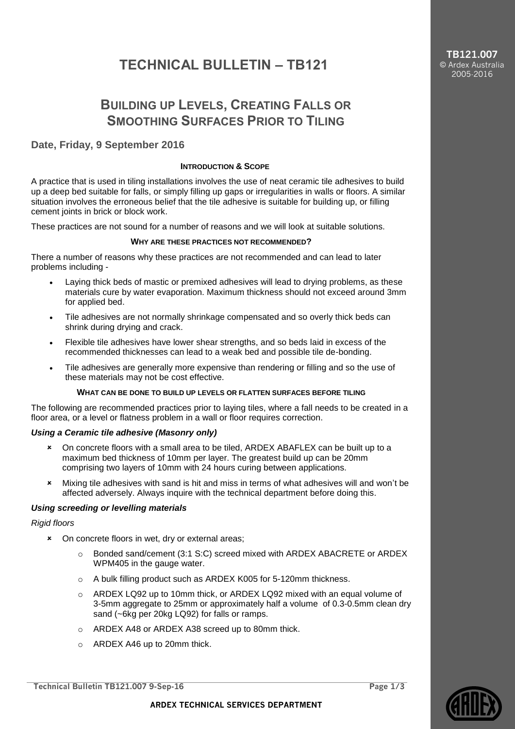# TECHNICAL BULLETIN – TB121

## Building up Levels, Creating Falls or Smoothing Surfaces Prior to Tiling

### Date, Friday, 9 September 2016

#### Introduction & Scope

A practice that is used in tiling installations involves the use of neat ceramic tile adhesives to build up a deep bed suitable for falls, or simply filling up gaps or irregularities in walls or floors. A similar situation involves the erroneous belief that the tile adhesive is suitable for building up, or filling cement joints in brick or block work.

These practices are not sound for a number of reasons and we will look at suitable solutions.

#### Why are these practices not recommended?

There a number of reasons why these practices are not recommended and can lead to later problems including -

- Laying thick beds of mastic or premixed adhesives will lead to drying problems, as these materials cure by water evaporation. Maximum thickness should not exceed around 3mm for applied bed.
- Tile adhesives are not normally shrinkage compensated and so overly thick beds can shrink during drying and crack.
- Flexible tile adhesives have lower shear strengths, and so beds laid in excess of the recommended thicknesses can lead to a weak bed and possible tile de-bonding.
- Tile adhesives are generally more expensive than rendering or filling and so the use of these materials may not be cost effective.

#### What can be done to build up levels or flatten surfaces before tiling

The following are recommended practices prior to laying tiles, where a fall needs to be created in a floor area, or a level or flatness problem in a wall or floor requires correction.

***Using a Ceramic tile adhesive (Masonry only)***

- On concrete floors with a small area to be tiled, ARDEX ABAFLEX can be built up to a maximum bed thickness of 10mm per layer. The greatest build up can be 20mm comprising two layers of 10mm with 24 hours curing between applications.
- Mixing tile adhesives with sand is hit and miss in terms of what adhesives will and won't be affected adversely. Always inquire with the technical department before doing this.

***Using screeding or levelling materials***

*Rigid floors*

- On concrete floors in wet, dry or external areas;
  - Bonded sand/cement (3:1 S:C) screed mixed with ARDEX ABACRETE or ARDEX WPM405 in the gauge water.
  - A bulk filling product such as ARDEX K005 for 5-120mm thickness.
  - ARDEX LQ92 up to 10mm thick, or ARDEX LQ92 mixed with an equal volume of 3-5mm aggregate to 25mm or approximately half a volume of 0.3-0.5mm clean dry sand (~6kg per 20kg LQ92) for falls or ramps.
  - ARDEX A48 or ARDEX A38 screed up to 80mm thick.
  - ARDEX A46 up to 20mm thick.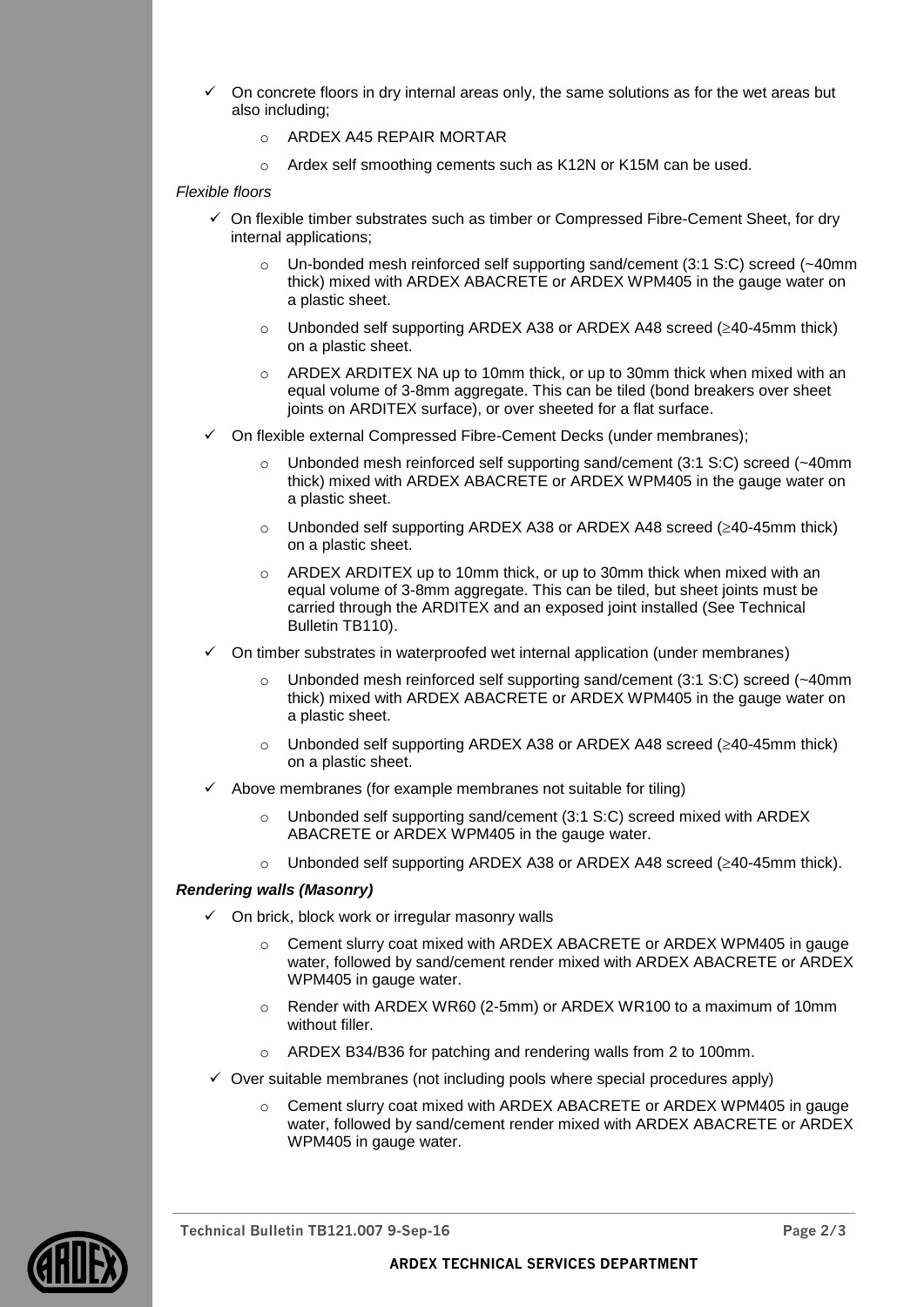- ✓ On concrete floors in dry internal areas only, the same solutions as for the wet areas but also including;
  - ARDEX A45 REPAIR MORTAR
  - Ardex self smoothing cements such as K12N or K15M can be used.

*Flexible floors*

- ✓ On flexible timber substrates such as timber or Compressed Fibre-Cement Sheet, for dry internal applications;
  - Un-bonded mesh reinforced self supporting sand/cement (3:1 S:C) screed (~40mm thick) mixed with ARDEX ABACRETE or ARDEX WPM405 in the gauge water on a plastic sheet.
  - Unbonded self supporting ARDEX A38 or ARDEX A48 screed (≥40-45mm thick) on a plastic sheet.
  - ARDEX ARDITEX NA up to 10mm thick, or up to 30mm thick when mixed with an equal volume of 3-8mm aggregate. This can be tiled (bond breakers over sheet joints on ARDITEX surface), or over sheeted for a flat surface.
- ✓ On flexible external Compressed Fibre-Cement Decks (under membranes);
  - Unbonded mesh reinforced self supporting sand/cement (3:1 S:C) screed (~40mm thick) mixed with ARDEX ABACRETE or ARDEX WPM405 in the gauge water on a plastic sheet.
  - Unbonded self supporting ARDEX A38 or ARDEX A48 screed (≥40-45mm thick) on a plastic sheet.
  - ARDEX ARDITEX up to 10mm thick, or up to 30mm thick when mixed with an equal volume of 3-8mm aggregate. This can be tiled, but sheet joints must be carried through the ARDITEX and an exposed joint installed (See Technical Bulletin TB110).
- ✓ On timber substrates in waterproofed wet internal application (under membranes)
  - Unbonded mesh reinforced self supporting sand/cement (3:1 S:C) screed (~40mm thick) mixed with ARDEX ABACRETE or ARDEX WPM405 in the gauge water on a plastic sheet.
  - Unbonded self supporting ARDEX A38 or ARDEX A48 screed (≥40-45mm thick) on a plastic sheet.
- ✓ Above membranes (for example membranes not suitable for tiling)
  - Unbonded self supporting sand/cement (3:1 S:C) screed mixed with ARDEX ABACRETE or ARDEX WPM405 in the gauge water.
  - Unbonded self supporting ARDEX A38 or ARDEX A48 screed (≥40-45mm thick).

***Rendering walls (Masonry)***

- ✓ On brick, block work or irregular masonry walls
  - Cement slurry coat mixed with ARDEX ABACRETE or ARDEX WPM405 in gauge water, followed by sand/cement render mixed with ARDEX ABACRETE or ARDEX WPM405 in gauge water.
  - Render with ARDEX WR60 (2-5mm) or ARDEX WR100 to a maximum of 10mm without filler.
  - ARDEX B34/B36 for patching and rendering walls from 2 to 100mm.
- ✓ Over suitable membranes (not including pools where special procedures apply)
  - Cement slurry coat mixed with ARDEX ABACRETE or ARDEX WPM405 in gauge water, followed by sand/cement render mixed with ARDEX ABACRETE or ARDEX WPM405 in gauge water.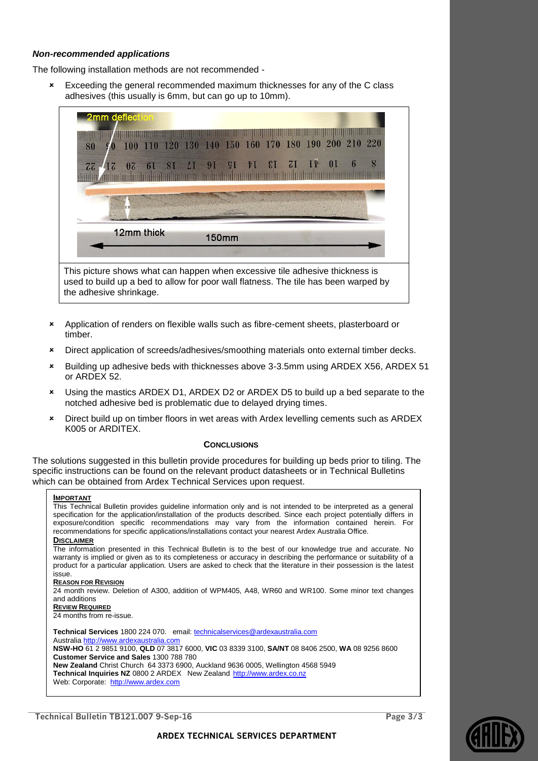***Non-recommended applications***

The following installation methods are not recommended -

- Exceeding the general recommended maximum thicknesses for any of the C class adhesives (this usually is 6mm, but can go up to 10mm).

2mm deflection

12mm thick

150mm

This picture shows what can happen when excessive tile adhesive thickness is used to build up a bed to allow for poor wall flatness. The tile has been warped by the adhesive shrinkage.

- Application of renders on flexible walls such as fibre-cement sheets, plasterboard or timber.
- Direct application of screeds/adhesives/smoothing materials onto external timber decks.
- Building up adhesive beds with thicknesses above 3-3.5mm using ARDEX X56, ARDEX 51 or ARDEX 52.
- Using the mastics ARDEX D1, ARDEX D2 or ARDEX D5 to build up a bed separate to the notched adhesive bed is problematic due to delayed drying times.
- Direct build up on timber floors in wet areas with Ardex levelling cements such as ARDEX K005 or ARDITEX.

## CONCLUSIONS

The solutions suggested in this bulletin provide procedures for building up beds prior to tiling. The specific instructions can be found on the relevant product datasheets or in Technical Bulletins which can be obtained from Ardex Technical Services upon request.

**IMPORTANT**

This Technical Bulletin provides guideline information only and is not intended to be interpreted as a general specification for the application/installation of the products described. Since each project potentially differs in exposure/condition specific recommendations may vary from the information contained herein. For recommendations for specific applications/installations contact your nearest Ardex Australia Office.

**DISCLAIMER**

The information presented in this Technical Bulletin is to the best of our knowledge true and accurate. No warranty is implied or given as to its completeness or accuracy in describing the performance or suitability of a product for a particular application. Users are asked to check that the literature in their possession is the latest issue.

**REASON FOR REVISION**

24 month review. Deletion of A300, addition of WPM405, A48, WR60 and WR100. Some minor text changes and additions

**REVIEW REQUIRED**

24 months from re-issue.

**Technical Services** 1800 224 070. email: technicalservices@ardexaustralia.com
Australia http://www.ardexaustralia.com
**NSW-HO** 61 2 9851 9100, **QLD** 07 3817 6000, **VIC** 03 8339 3100, **SA/NT** 08 8406 2500, **WA** 08 9256 8600
**Customer Service and Sales** 1300 788 780
**New Zealand** Christ Church 64 3373 6900, Auckland 9636 0005, Wellington 4568 5949
**Technical Inquiries NZ** 0800 2 ARDEX New Zealand http://www.ardex.co.nz
Web: Corporate: http://www.ardex.com